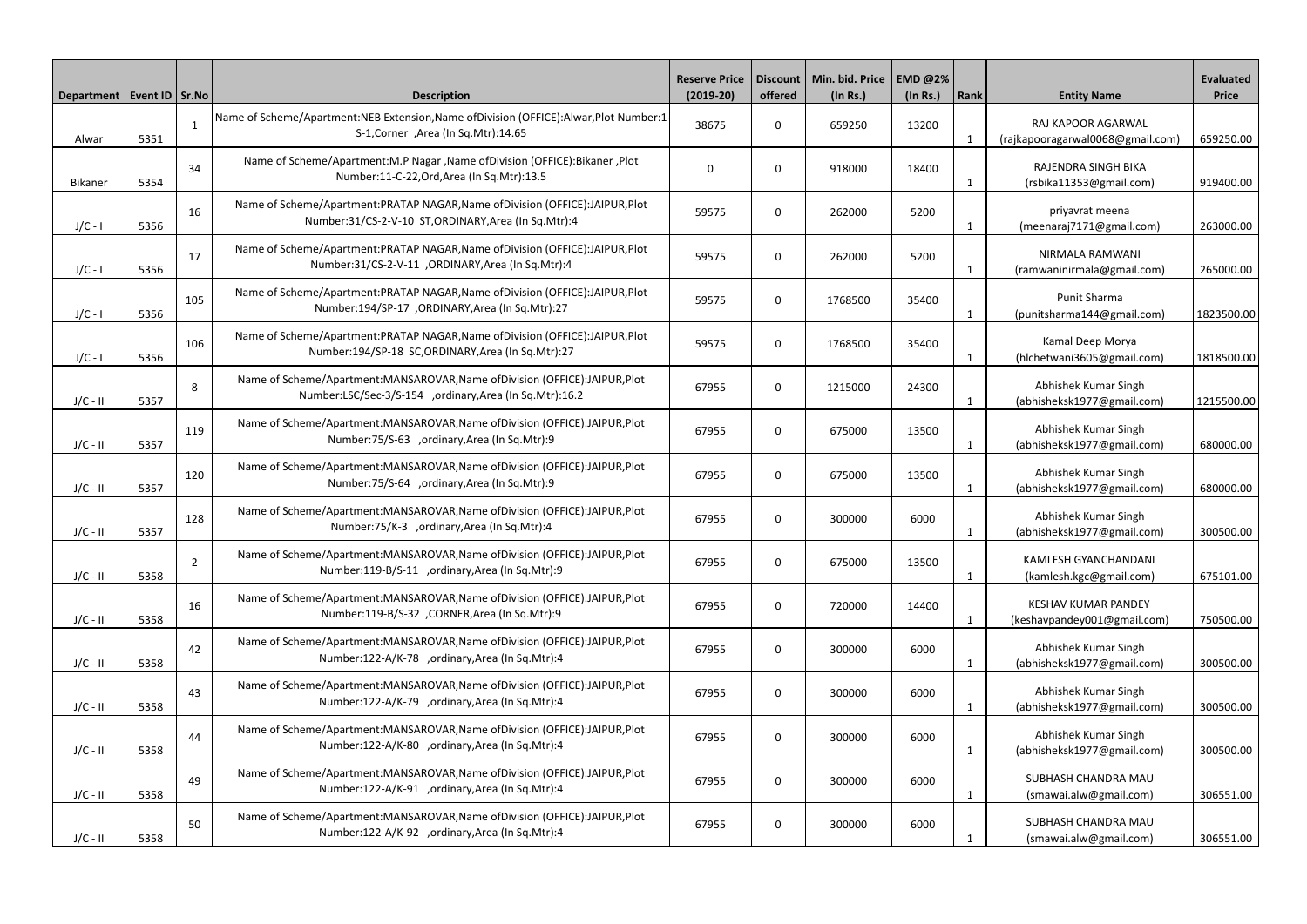| Department | Event ID | Sr.No | Description | Reserve Price (2019-20) | Discount offered | Min. bid. Price (In Rs.) | EMD @2% (In Rs.) | Rank | Entity Name | Evaluated Price |
|---|---|---|---|---|---|---|---|---|---|---|
| Alwar | 5351 | 1 | Name of Scheme/Apartment:NEB Extension,Name ofDivision (OFFICE):Alwar,Plot Number:1-S-1,Corner ,Area (In Sq.Mtr):14.65 | 38675 | 0 | 659250 | 13200 | 1 | RAJ KAPOOR AGARWAL (rajkapooragarwal0068@gmail.com) | 659250.00 |
| Bikaner | 5354 | 34 | Name of Scheme/Apartment:M.P Nagar ,Name ofDivision (OFFICE):Bikaner ,Plot Number:11-C-22,Ord,Area (In Sq.Mtr):13.5 | 0 | 0 | 918000 | 18400 | 1 | RAJENDRA SINGH BIKA (rsbika11353@gmail.com) | 919400.00 |
| J/C - I | 5356 | 16 | Name of Scheme/Apartment:PRATAP NAGAR,Name ofDivision (OFFICE):JAIPUR,Plot Number:31/CS-2-V-10 ST,ORDINARY,Area (In Sq.Mtr):4 | 59575 | 0 | 262000 | 5200 | 1 | priyavrat meena (meenaraj7171@gmail.com) | 263000.00 |
| J/C - I | 5356 | 17 | Name of Scheme/Apartment:PRATAP NAGAR,Name ofDivision (OFFICE):JAIPUR,Plot Number:31/CS-2-V-11 ,ORDINARY,Area (In Sq.Mtr):4 | 59575 | 0 | 262000 | 5200 | 1 | NIRMALA RAMWANI (ramwaninirmala@gmail.com) | 265000.00 |
| J/C - I | 5356 | 105 | Name of Scheme/Apartment:PRATAP NAGAR,Name ofDivision (OFFICE):JAIPUR,Plot Number:194/SP-17 ,ORDINARY,Area (In Sq.Mtr):27 | 59575 | 0 | 1768500 | 35400 | 1 | Punit Sharma (punitsharma144@gmail.com) | 1823500.00 |
| J/C - I | 5356 | 106 | Name of Scheme/Apartment:PRATAP NAGAR,Name ofDivision (OFFICE):JAIPUR,Plot Number:194/SP-18 SC,ORDINARY,Area (In Sq.Mtr):27 | 59575 | 0 | 1768500 | 35400 | 1 | Kamal Deep Morya (hlchetwani3605@gmail.com) | 1818500.00 |
| J/C - II | 5357 | 8 | Name of Scheme/Apartment:MANSAROVAR,Name ofDivision (OFFICE):JAIPUR,Plot Number:LSC/Sec-3/S-154 ,ordinary,Area (In Sq.Mtr):16.2 | 67955 | 0 | 1215000 | 24300 | 1 | Abhishek Kumar Singh (abhisheksk1977@gmail.com) | 1215500.00 |
| J/C - II | 5357 | 119 | Name of Scheme/Apartment:MANSAROVAR,Name ofDivision (OFFICE):JAIPUR,Plot Number:75/S-63 ,ordinary,Area (In Sq.Mtr):9 | 67955 | 0 | 675000 | 13500 | 1 | Abhishek Kumar Singh (abhisheksk1977@gmail.com) | 680000.00 |
| J/C - II | 5357 | 120 | Name of Scheme/Apartment:MANSAROVAR,Name ofDivision (OFFICE):JAIPUR,Plot Number:75/S-64 ,ordinary,Area (In Sq.Mtr):9 | 67955 | 0 | 675000 | 13500 | 1 | Abhishek Kumar Singh (abhisheksk1977@gmail.com) | 680000.00 |
| J/C - II | 5357 | 128 | Name of Scheme/Apartment:MANSAROVAR,Name ofDivision (OFFICE):JAIPUR,Plot Number:75/K-3 ,ordinary,Area (In Sq.Mtr):4 | 67955 | 0 | 300000 | 6000 | 1 | Abhishek Kumar Singh (abhisheksk1977@gmail.com) | 300500.00 |
| J/C - II | 5358 | 2 | Name of Scheme/Apartment:MANSAROVAR,Name ofDivision (OFFICE):JAIPUR,Plot Number:119-B/S-11 ,ordinary,Area (In Sq.Mtr):9 | 67955 | 0 | 675000 | 13500 | 1 | KAMLESH GYANCHANDANI (kamlesh.kgc@gmail.com) | 675101.00 |
| J/C - II | 5358 | 16 | Name of Scheme/Apartment:MANSAROVAR,Name ofDivision (OFFICE):JAIPUR,Plot Number:119-B/S-32 ,CORNER,Area (In Sq.Mtr):9 | 67955 | 0 | 720000 | 14400 | 1 | KESHAV KUMAR PANDEY (keshavpandey001@gmail.com) | 750500.00 |
| J/C - II | 5358 | 42 | Name of Scheme/Apartment:MANSAROVAR,Name ofDivision (OFFICE):JAIPUR,Plot Number:122-A/K-78 ,ordinary,Area (In Sq.Mtr):4 | 67955 | 0 | 300000 | 6000 | 1 | Abhishek Kumar Singh (abhisheksk1977@gmail.com) | 300500.00 |
| J/C - II | 5358 | 43 | Name of Scheme/Apartment:MANSAROVAR,Name ofDivision (OFFICE):JAIPUR,Plot Number:122-A/K-79 ,ordinary,Area (In Sq.Mtr):4 | 67955 | 0 | 300000 | 6000 | 1 | Abhishek Kumar Singh (abhisheksk1977@gmail.com) | 300500.00 |
| J/C - II | 5358 | 44 | Name of Scheme/Apartment:MANSAROVAR,Name ofDivision (OFFICE):JAIPUR,Plot Number:122-A/K-80 ,ordinary,Area (In Sq.Mtr):4 | 67955 | 0 | 300000 | 6000 | 1 | Abhishek Kumar Singh (abhisheksk1977@gmail.com) | 300500.00 |
| J/C - II | 5358 | 49 | Name of Scheme/Apartment:MANSAROVAR,Name ofDivision (OFFICE):JAIPUR,Plot Number:122-A/K-91 ,ordinary,Area (In Sq.Mtr):4 | 67955 | 0 | 300000 | 6000 | 1 | SUBHASH CHANDRA MAU (smawai.alw@gmail.com) | 306551.00 |
| J/C - II | 5358 | 50 | Name of Scheme/Apartment:MANSAROVAR,Name ofDivision (OFFICE):JAIPUR,Plot Number:122-A/K-92 ,ordinary,Area (In Sq.Mtr):4 | 67955 | 0 | 300000 | 6000 | 1 | SUBHASH CHANDRA MAU (smawai.alw@gmail.com) | 306551.00 |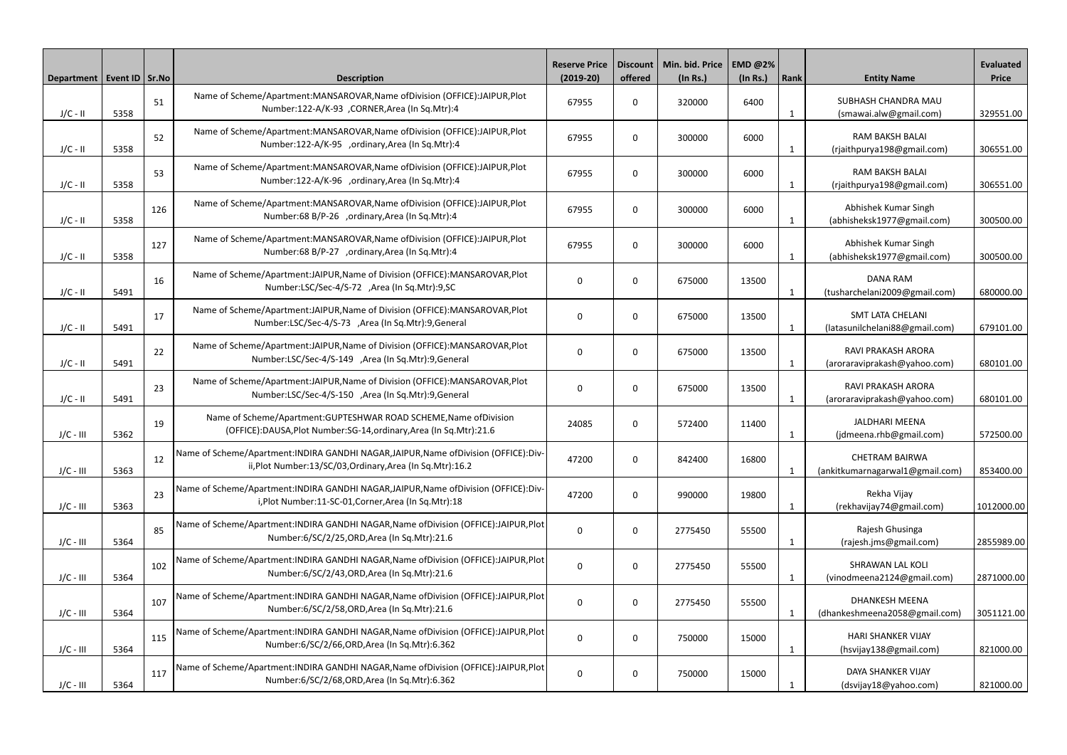| Department | Event ID | Sr.No | Description | Reserve Price (2019-20) | Discount offered | Min. bid. Price (In Rs.) | EMD @2% (In Rs.) | Rank | Entity Name | Evaluated Price |
|---|---|---|---|---|---|---|---|---|---|---|
| J/C - II | 5358 | 51 | Name of Scheme/Apartment:MANSAROVAR,Name ofDivision (OFFICE):JAIPUR,Plot Number:122-A/K-93 ,CORNER,Area (In Sq.Mtr):4 | 67955 | 0 | 320000 | 6400 | 1 | SUBHASH CHANDRA MAU (smawai.alw@gmail.com) | 329551.00 |
| J/C - II | 5358 | 52 | Name of Scheme/Apartment:MANSAROVAR,Name ofDivision (OFFICE):JAIPUR,Plot Number:122-A/K-95 ,ordinary,Area (In Sq.Mtr):4 | 67955 | 0 | 300000 | 6000 | 1 | RAM BAKSH BALAI (rjaithpurya198@gmail.com) | 306551.00 |
| J/C - II | 5358 | 53 | Name of Scheme/Apartment:MANSAROVAR,Name ofDivision (OFFICE):JAIPUR,Plot Number:122-A/K-96 ,ordinary,Area (In Sq.Mtr):4 | 67955 | 0 | 300000 | 6000 | 1 | RAM BAKSH BALAI (rjaithpurya198@gmail.com) | 306551.00 |
| J/C - II | 5358 | 126 | Name of Scheme/Apartment:MANSAROVAR,Name ofDivision (OFFICE):JAIPUR,Plot Number:68 B/P-26 ,ordinary,Area (In Sq.Mtr):4 | 67955 | 0 | 300000 | 6000 | 1 | Abhishek Kumar Singh (abhisheksk1977@gmail.com) | 300500.00 |
| J/C - II | 5358 | 127 | Name of Scheme/Apartment:MANSAROVAR,Name ofDivision (OFFICE):JAIPUR,Plot Number:68 B/P-27 ,ordinary,Area (In Sq.Mtr):4 | 67955 | 0 | 300000 | 6000 | 1 | Abhishek Kumar Singh (abhisheksk1977@gmail.com) | 300500.00 |
| J/C - II | 5491 | 16 | Name of Scheme/Apartment:JAIPUR,Name of Division (OFFICE):MANSAROVAR,Plot Number:LSC/Sec-4/S-72 ,Area (In Sq.Mtr):9,SC | 0 | 0 | 675000 | 13500 | 1 | DANA RAM (tusharchelani2009@gmail.com) | 680000.00 |
| J/C - II | 5491 | 17 | Name of Scheme/Apartment:JAIPUR,Name of Division (OFFICE):MANSAROVAR,Plot Number:LSC/Sec-4/S-73 ,Area (In Sq.Mtr):9,General | 0 | 0 | 675000 | 13500 | 1 | SMT LATA CHELANI (latasunilchelani88@gmail.com) | 679101.00 |
| J/C - II | 5491 | 22 | Name of Scheme/Apartment:JAIPUR,Name of Division (OFFICE):MANSAROVAR,Plot Number:LSC/Sec-4/S-149 ,Area (In Sq.Mtr):9,General | 0 | 0 | 675000 | 13500 | 1 | RAVI PRAKASH ARORA (aroraraviprakash@yahoo.com) | 680101.00 |
| J/C - II | 5491 | 23 | Name of Scheme/Apartment:JAIPUR,Name of Division (OFFICE):MANSAROVAR,Plot Number:LSC/Sec-4/S-150 ,Area (In Sq.Mtr):9,General | 0 | 0 | 675000 | 13500 | 1 | RAVI PRAKASH ARORA (aroraraviprakash@yahoo.com) | 680101.00 |
| J/C - III | 5362 | 19 | Name of Scheme/Apartment:GUPTESHWAR ROAD SCHEME,Name ofDivision (OFFICE):DAUSA,Plot Number:SG-14,ordinary,Area (In Sq.Mtr):21.6 | 24085 | 0 | 572400 | 11400 | 1 | JALDHARI MEENA (jdmeena.rhb@gmail.com) | 572500.00 |
| J/C - III | 5363 | 12 | Name of Scheme/Apartment:INDIRA GANDHI NAGAR,JAIPUR,Name ofDivision (OFFICE):Div-ii,Plot Number:13/SC/03,Ordinary,Area (In Sq.Mtr):16.2 | 47200 | 0 | 842400 | 16800 | 1 | CHETRAM BAIRWA (ankitkumarnagarwal1@gmail.com) | 853400.00 |
| J/C - III | 5363 | 23 | Name of Scheme/Apartment:INDIRA GANDHI NAGAR,JAIPUR,Name ofDivision (OFFICE):Div-i,Plot Number:11-SC-01,Corner,Area (In Sq.Mtr):18 | 47200 | 0 | 990000 | 19800 | 1 | Rekha Vijay (rekhavijay74@gmail.com) | 1012000.00 |
| J/C - III | 5364 | 85 | Name of Scheme/Apartment:INDIRA GANDHI NAGAR,Name ofDivision (OFFICE):JAIPUR,Plot Number:6/SC/2/25,ORD,Area (In Sq.Mtr):21.6 | 0 | 0 | 2775450 | 55500 | 1 | Rajesh Ghusinga (rajesh.jms@gmail.com) | 2855989.00 |
| J/C - III | 5364 | 102 | Name of Scheme/Apartment:INDIRA GANDHI NAGAR,Name ofDivision (OFFICE):JAIPUR,Plot Number:6/SC/2/43,ORD,Area (In Sq.Mtr):21.6 | 0 | 0 | 2775450 | 55500 | 1 | SHRAWAN LAL KOLI (vinodmeena2124@gmail.com) | 2871000.00 |
| J/C - III | 5364 | 107 | Name of Scheme/Apartment:INDIRA GANDHI NAGAR,Name ofDivision (OFFICE):JAIPUR,Plot Number:6/SC/2/58,ORD,Area (In Sq.Mtr):21.6 | 0 | 0 | 2775450 | 55500 | 1 | DHANKESH MEENA (dhankeshmeena2058@gmail.com) | 3051121.00 |
| J/C - III | 5364 | 115 | Name of Scheme/Apartment:INDIRA GANDHI NAGAR,Name ofDivision (OFFICE):JAIPUR,Plot Number:6/SC/2/66,ORD,Area (In Sq.Mtr):6.362 | 0 | 0 | 750000 | 15000 | 1 | HARI SHANKER VIJAY (hsvijay138@gmail.com) | 821000.00 |
| J/C - III | 5364 | 117 | Name of Scheme/Apartment:INDIRA GANDHI NAGAR,Name ofDivision (OFFICE):JAIPUR,Plot Number:6/SC/2/68,ORD,Area (In Sq.Mtr):6.362 | 0 | 0 | 750000 | 15000 | 1 | DAYA SHANKER VIJAY (dsvijay18@yahoo.com) | 821000.00 |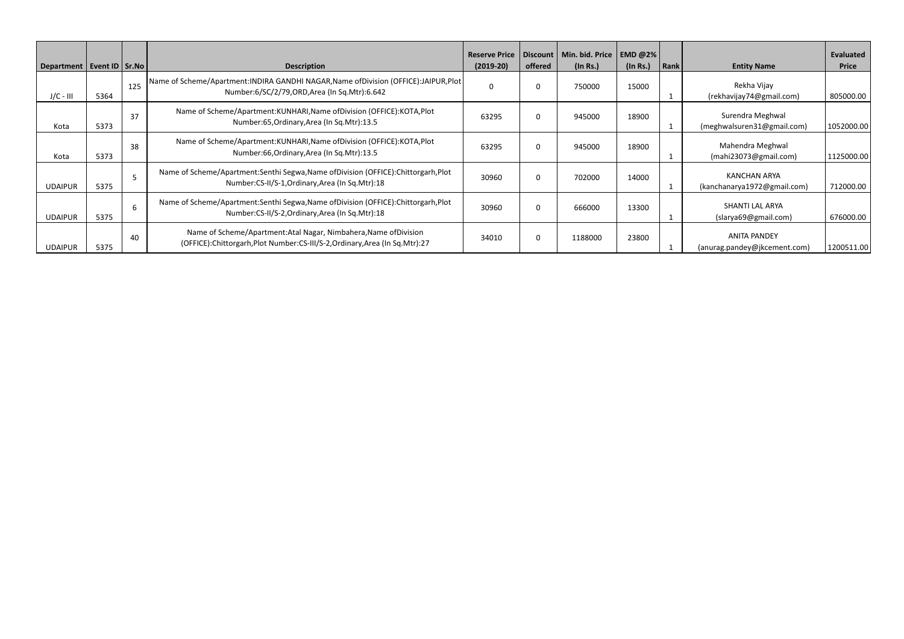| Department | Event ID | Sr.No | Description | Reserve Price (2019-20) | Discount offered | Min. bid. Price (In Rs.) | EMD @2% (In Rs.) | Rank | Entity Name | Evaluated Price |
|---|---|---|---|---|---|---|---|---|---|---|
| J/C - III | 5364 | 125 | Name of Scheme/Apartment:INDIRA GANDHI NAGAR,Name ofDivision (OFFICE):JAIPUR,Plot Number:6/SC/2/79,ORD,Area (In Sq.Mtr):6.642 | 0 | 0 | 750000 | 15000 | 1 | Rekha Vijay (rekhavijay74@gmail.com) | 805000.00 |
| Kota | 5373 | 37 | Name of Scheme/Apartment:KUNHARI,Name ofDivision (OFFICE):KOTA,Plot Number:65,Ordinary,Area (In Sq.Mtr):13.5 | 63295 | 0 | 945000 | 18900 | 1 | Surendra Meghwal (meghwalsuren31@gmail.com) | 1052000.00 |
| Kota | 5373 | 38 | Name of Scheme/Apartment:KUNHARI,Name ofDivision (OFFICE):KOTA,Plot Number:66,Ordinary,Area (In Sq.Mtr):13.5 | 63295 | 0 | 945000 | 18900 | 1 | Mahendra Meghwal (mahi23073@gmail.com) | 1125000.00 |
| UDAIPUR | 5375 | 5 | Name of Scheme/Apartment:Senthi Segwa,Name ofDivision (OFFICE):Chittorgarh,Plot Number:CS-II/S-1,Ordinary,Area (In Sq.Mtr):18 | 30960 | 0 | 702000 | 14000 | 1 | KANCHAN ARYA (kanchanarya1972@gmail.com) | 712000.00 |
| UDAIPUR | 5375 | 6 | Name of Scheme/Apartment:Senthi Segwa,Name ofDivision (OFFICE):Chittorgarh,Plot Number:CS-II/S-2,Ordinary,Area (In Sq.Mtr):18 | 30960 | 0 | 666000 | 13300 | 1 | SHANTI LAL ARYA (slarya69@gmail.com) | 676000.00 |
| UDAIPUR | 5375 | 40 | Name of Scheme/Apartment:Atal Nagar, Nimbahera,Name ofDivision (OFFICE):Chittorgarh,Plot Number:CS-III/S-2,Ordinary,Area (In Sq.Mtr):27 | 34010 | 0 | 1188000 | 23800 | 1 | ANITA PANDEY (anurag.pandey@jkcement.com) | 1200511.00 |